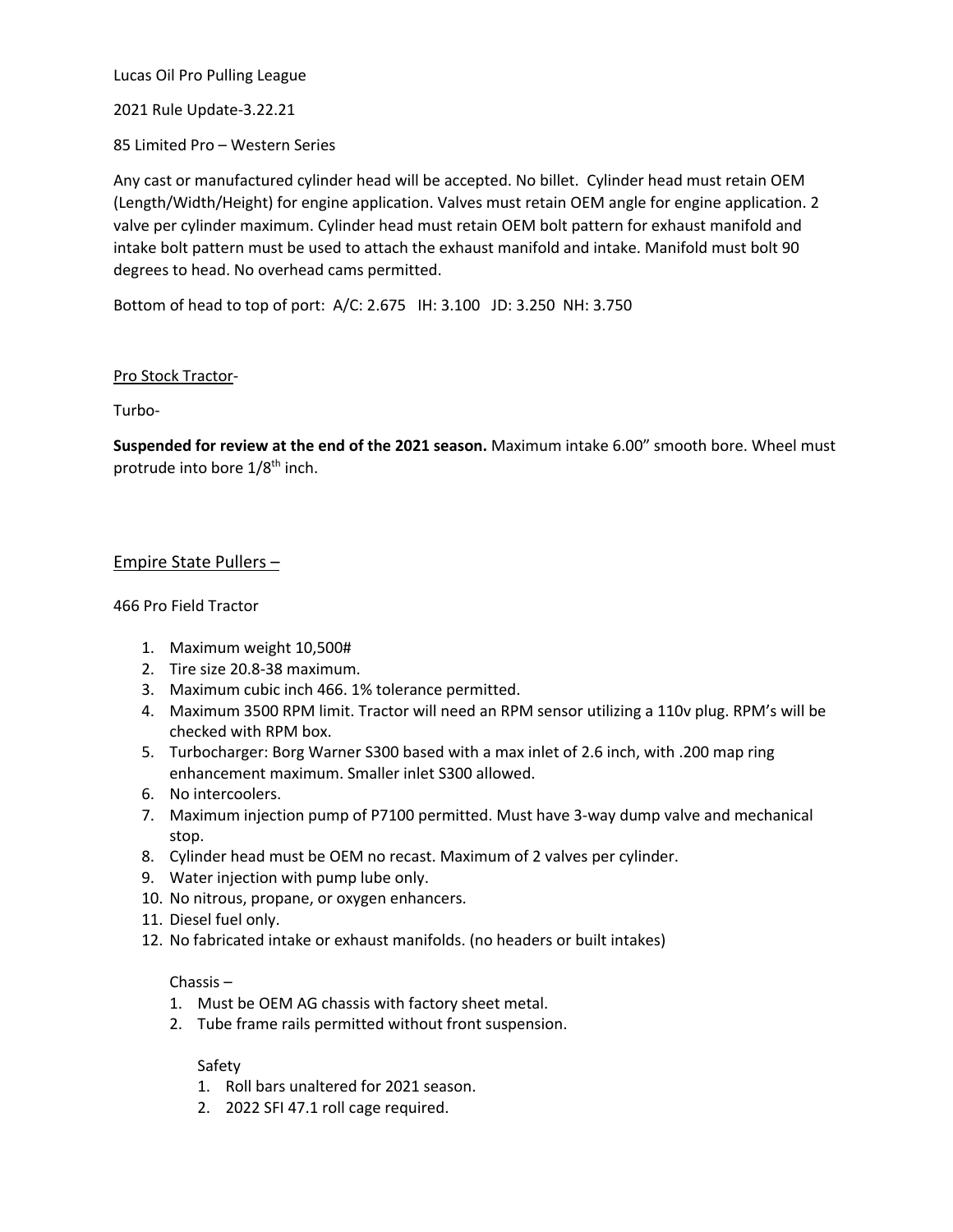Lucas Oil Pro Pulling League

2021 Rule Update-3.22.21

85 Limited Pro – Western Series

Any cast or manufactured cylinder head will be accepted. No billet. Cylinder head must retain OEM (Length/Width/Height) for engine application. Valves must retain OEM angle for engine application. 2 valve per cylinder maximum. Cylinder head must retain OEM bolt pattern for exhaust manifold and intake bolt pattern must be used to attach the exhaust manifold and intake. Manifold must bolt 90 degrees to head. No overhead cams permitted.

Bottom of head to top of port: A/C: 2.675 IH: 3.100 JD: 3.250 NH: 3.750

<u>Pro Stock Tractor</u>-

Turbo-

**Suspended for review at the end of the 2021 season.** Maximum intake 6.00" smooth bore. Wheel must protrude into bore 1/8th inch.

<u>Empire State Pullers –</u>

466 Pro Field Tractor

1. Maximum weight 10,500#
2. Tire size 20.8-38 maximum.
3. Maximum cubic inch 466. 1% tolerance permitted.
4. Maximum 3500 RPM limit. Tractor will need an RPM sensor utilizing a 110v plug. RPM's will be checked with RPM box.
5. Turbocharger: Borg Warner S300 based with a max inlet of 2.6 inch, with .200 map ring enhancement maximum. Smaller inlet S300 allowed.
6. No intercoolers.
7. Maximum injection pump of P7100 permitted. Must have 3-way dump valve and mechanical stop.
8. Cylinder head must be OEM no recast. Maximum of 2 valves per cylinder.
9. Water injection with pump lube only.
10. No nitrous, propane, or oxygen enhancers.
11. Diesel fuel only.
12. No fabricated intake or exhaust manifolds. (no headers or built intakes)

Chassis –

1. Must be OEM AG chassis with factory sheet metal.
2. Tube frame rails permitted without front suspension.

Safety

1. Roll bars unaltered for 2021 season.
2. 2022 SFI 47.1 roll cage required.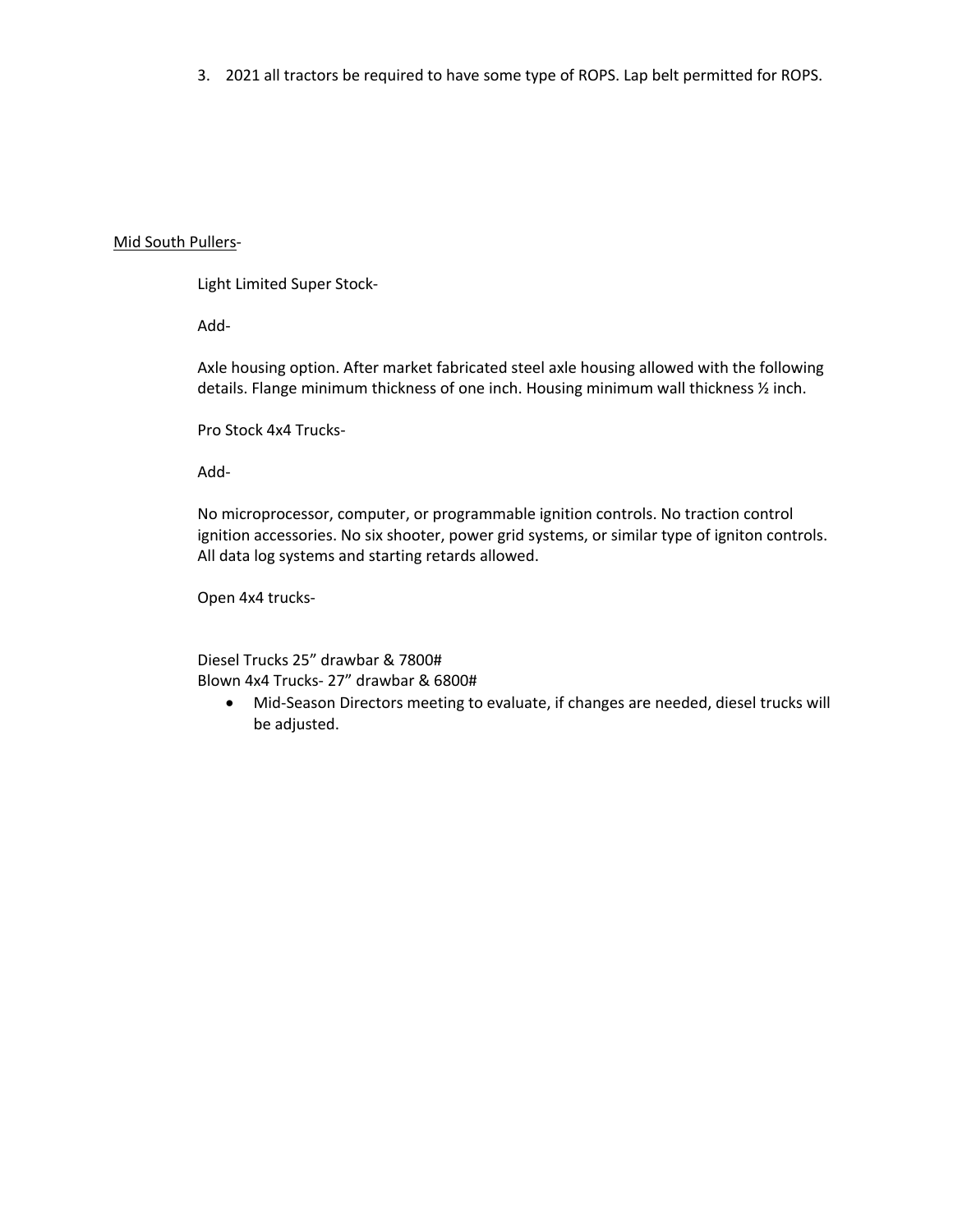3. 2021 all tractors be required to have some type of ROPS. Lap belt permitted for ROPS.

<u>Mid South Pullers</u>-

Light Limited Super Stock-

Add-

Axle housing option. After market fabricated steel axle housing allowed with the following details. Flange minimum thickness of one inch. Housing minimum wall thickness ½ inch.

Pro Stock 4x4 Trucks-

Add-

No microprocessor, computer, or programmable ignition controls. No traction control ignition accessories. No six shooter, power grid systems, or similar type of igniton controls. All data log systems and starting retards allowed.

Open 4x4 trucks-

Diesel Trucks 25” drawbar & 7800#
Blown 4x4 Trucks- 27” drawbar & 6800#

- Mid-Season Directors meeting to evaluate, if changes are needed, diesel trucks will be adjusted.